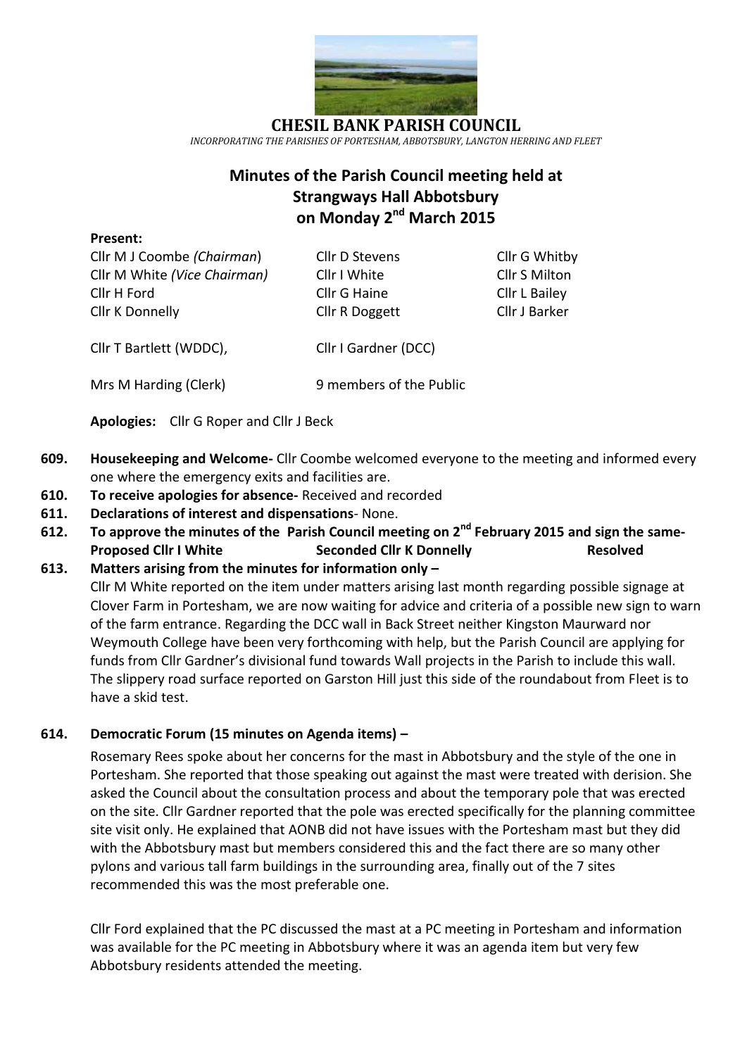# CHESIL BANK PARISH COUNCIL

*INCORPORATING THE PARISHES OF PORTESHAM, ABBOTSBURY, LANGTON HERRING AND FLEET*

## Minutes of the Parish Council meeting held at Strangways Hall Abbotsbury on Monday 2nd March 2015

**Present:**

| | | |
|---|---|---|
| Cllr M J Coombe *(Chairman)* | Cllr D Stevens | Cllr G Whitby |
| Cllr M White *(Vice Chairman)* | Cllr I White | Cllr S Milton |
| Cllr H Ford | Cllr G Haine | Cllr L Bailey |
| Cllr K Donnelly | Cllr R Doggett | Cllr J Barker |

Cllr T Bartlett (WDDC), Cllr I Gardner (DCC)

Mrs M Harding (Clerk) 9 members of the Public

**Apologies:** Cllr G Roper and Cllr J Beck

**609. Housekeeping and Welcome-** Cllr Coombe welcomed everyone to the meeting and informed every one where the emergency exits and facilities are.

**610. To receive apologies for absence-** Received and recorded

**611. Declarations of interest and dispensations**- None.

**612. To approve the minutes of the Parish Council meeting on 2nd February 2015 and sign the same- Proposed Cllr I White Seconded Cllr K Donnelly Resolved**

**613. Matters arising from the minutes for information only –**

Cllr M White reported on the item under matters arising last month regarding possible signage at Clover Farm in Portesham, we are now waiting for advice and criteria of a possible new sign to warn of the farm entrance. Regarding the DCC wall in Back Street neither Kingston Maurward nor Weymouth College have been very forthcoming with help, but the Parish Council are applying for funds from Cllr Gardner's divisional fund towards Wall projects in the Parish to include this wall. The slippery road surface reported on Garston Hill just this side of the roundabout from Fleet is to have a skid test.

**614. Democratic Forum (15 minutes on Agenda items) –**

Rosemary Rees spoke about her concerns for the mast in Abbotsbury and the style of the one in Portesham. She reported that those speaking out against the mast were treated with derision. She asked the Council about the consultation process and about the temporary pole that was erected on the site. Cllr Gardner reported that the pole was erected specifically for the planning committee site visit only. He explained that AONB did not have issues with the Portesham mast but they did with the Abbotsbury mast but members considered this and the fact there are so many other pylons and various tall farm buildings in the surrounding area, finally out of the 7 sites recommended this was the most preferable one.

Cllr Ford explained that the PC discussed the mast at a PC meeting in Portesham and information was available for the PC meeting in Abbotsbury where it was an agenda item but very few Abbotsbury residents attended the meeting.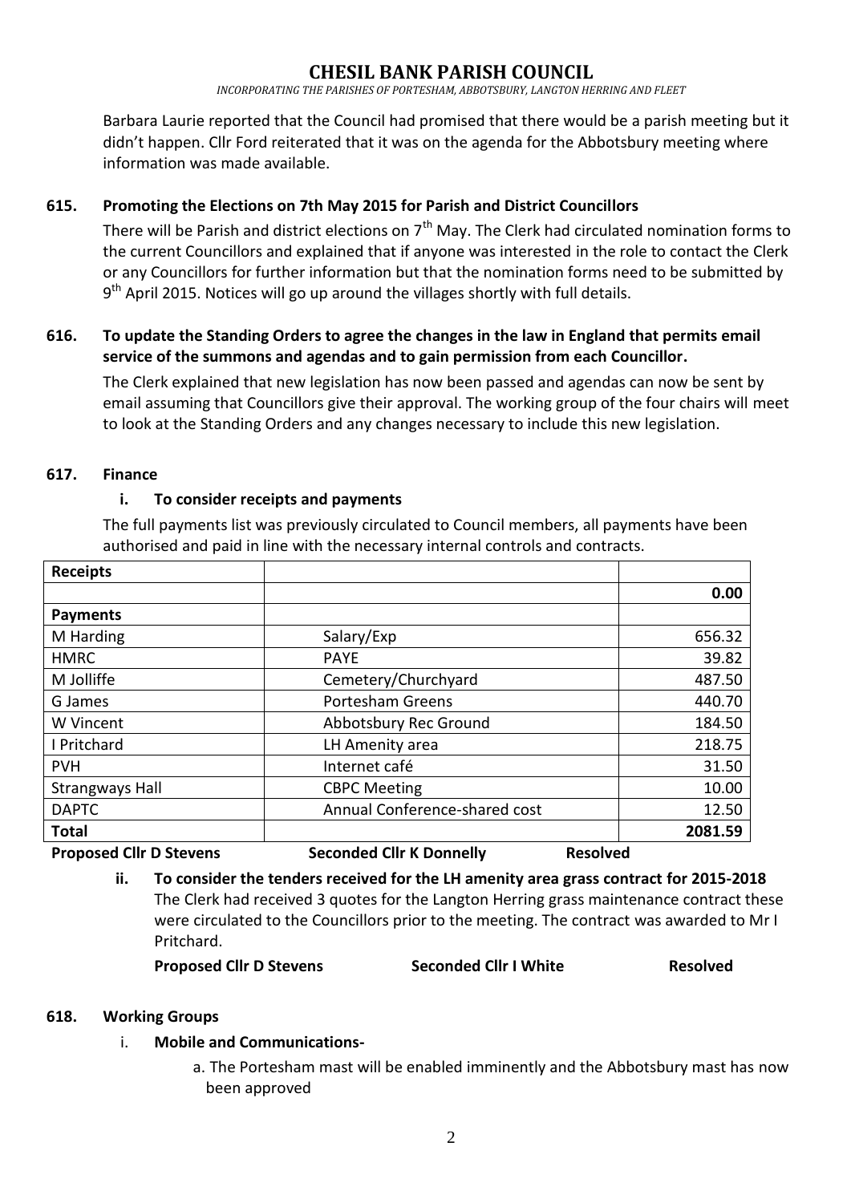# CHESIL BANK PARISH COUNCIL

*INCORPORATING THE PARISHES OF PORTESHAM, ABBOTSBURY, LANGTON HERRING AND FLEET*

Barbara Laurie reported that the Council had promised that there would be a parish meeting but it didn't happen. Cllr Ford reiterated that it was on the agenda for the Abbotsbury meeting where information was made available.

**615. Promoting the Elections on 7th May 2015 for Parish and District Councillors**

There will be Parish and district elections on 7th May. The Clerk had circulated nomination forms to the current Councillors and explained that if anyone was interested in the role to contact the Clerk or any Councillors for further information but that the nomination forms need to be submitted by 9th April 2015. Notices will go up around the villages shortly with full details.

**616. To update the Standing Orders to agree the changes in the law in England that permits email service of the summons and agendas and to gain permission from each Councillor.**

The Clerk explained that new legislation has now been passed and agendas can now be sent by email assuming that Councillors give their approval. The working group of the four chairs will meet to look at the Standing Orders and any changes necessary to include this new legislation.

**617. Finance**

**i. To consider receipts and payments**

The full payments list was previously circulated to Council members, all payments have been authorised and paid in line with the necessary internal controls and contracts.

| **Receipts** | | |
|---|---|---|
| | | **0.00** |
| **Payments** | | |
| M Harding | Salary/Exp | 656.32 |
| HMRC | PAYE | 39.82 |
| M Jolliffe | Cemetery/Churchyard | 487.50 |
| G James | Portesham Greens | 440.70 |
| W Vincent | Abbotsbury Rec Ground | 184.50 |
| I Pritchard | LH Amenity area | 218.75 |
| PVH | Internet café | 31.50 |
| Strangways Hall | CBPC Meeting | 10.00 |
| DAPTC | Annual Conference-shared cost | 12.50 |
| **Total** | | **2081.59** |

**Proposed Cllr D Stevens** **Seconded Cllr K Donnelly** **Resolved**

**ii. To consider the tenders received for the LH amenity area grass contract for 2015-2018**

The Clerk had received 3 quotes for the Langton Herring grass maintenance contract these were circulated to the Councillors prior to the meeting. The contract was awarded to Mr I Pritchard.

**Proposed Cllr D Stevens** **Seconded Cllr I White** **Resolved**

**618. Working Groups**

i. **Mobile and Communications-**

a. The Portesham mast will be enabled imminently and the Abbotsbury mast has now been approved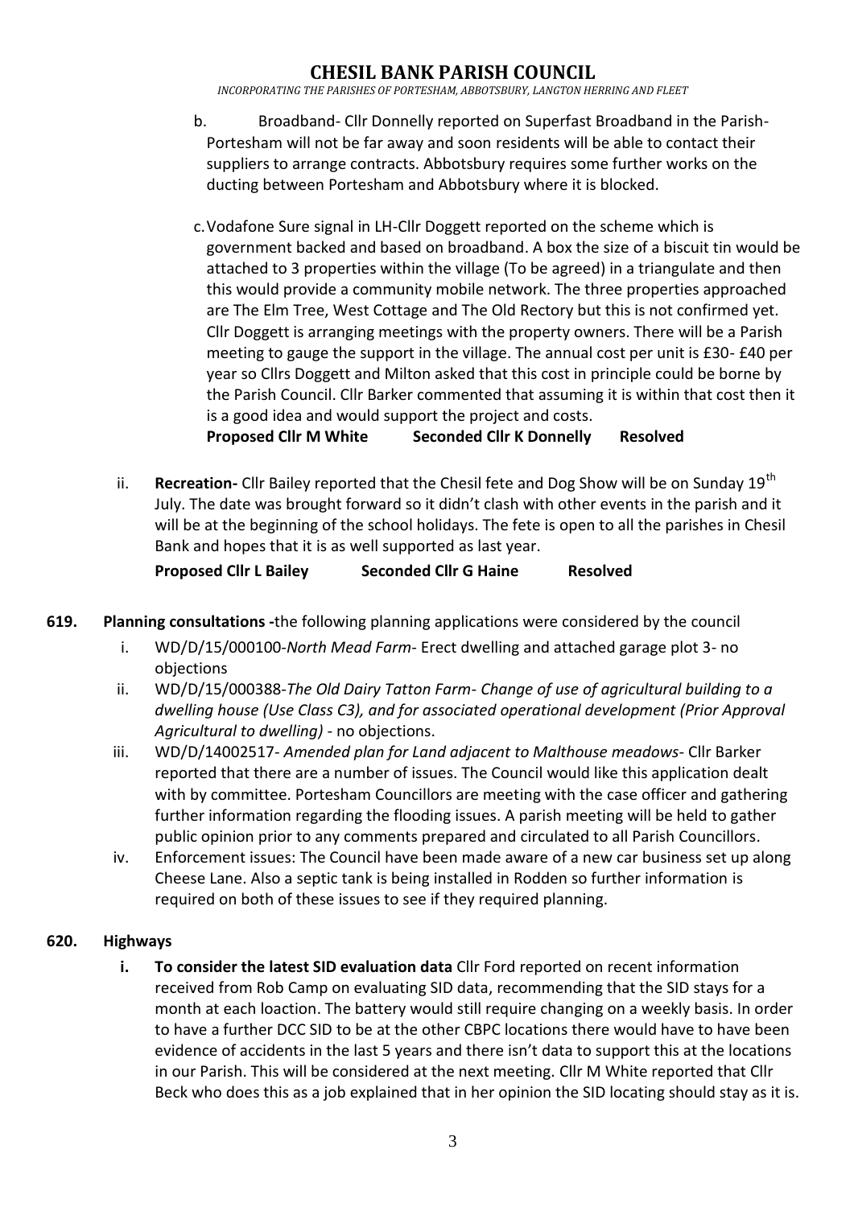b. Broadband- Cllr Donnelly reported on Superfast Broadband in the Parish- Portesham will not be far away and soon residents will be able to contact their suppliers to arrange contracts. Abbotsbury requires some further works on the ducting between Portesham and Abbotsbury where it is blocked.

c. Vodafone Sure signal in LH-Cllr Doggett reported on the scheme which is government backed and based on broadband. A box the size of a biscuit tin would be attached to 3 properties within the village (To be agreed) in a triangulate and then this would provide a community mobile network. The three properties approached are The Elm Tree, West Cottage and The Old Rectory but this is not confirmed yet. Cllr Doggett is arranging meetings with the property owners. There will be a Parish meeting to gauge the support in the village. The annual cost per unit is £30- £40 per year so Cllrs Doggett and Milton asked that this cost in principle could be borne by the Parish Council. Cllr Barker commented that assuming it is within that cost then it is a good idea and would support the project and costs.

**Proposed Cllr M White Seconded Cllr K Donnelly Resolved**

ii. **Recreation-** Cllr Bailey reported that the Chesil fete and Dog Show will be on Sunday 19th July. The date was brought forward so it didn't clash with other events in the parish and it will be at the beginning of the school holidays. The fete is open to all the parishes in Chesil Bank and hopes that it is as well supported as last year.

**Proposed Cllr L Bailey Seconded Cllr G Haine Resolved**

**619. Planning consultations -**the following planning applications were considered by the council

i. WD/D/15/000100-*North Mead Farm*- Erect dwelling and attached garage plot 3- no objections

ii. WD/D/15/000388-*The Old Dairy Tatton Farm- Change of use of agricultural building to a dwelling house (Use Class C3), and for associated operational development (Prior Approval Agricultural to dwelling)* - no objections.

iii. WD/D/14002517- *Amended plan for Land adjacent to Malthouse meadows*- Cllr Barker reported that there are a number of issues. The Council would like this application dealt with by committee. Portesham Councillors are meeting with the case officer and gathering further information regarding the flooding issues. A parish meeting will be held to gather public opinion prior to any comments prepared and circulated to all Parish Councillors.

iv. Enforcement issues: The Council have been made aware of a new car business set up along Cheese Lane. Also a septic tank is being installed in Rodden so further information is required on both of these issues to see if they required planning.

**620. Highways**

**i. To consider the latest SID evaluation data** Cllr Ford reported on recent information received from Rob Camp on evaluating SID data, recommending that the SID stays for a month at each loaction. The battery would still require changing on a weekly basis. In order to have a further DCC SID to be at the other CBPC locations there would have to have been evidence of accidents in the last 5 years and there isn't data to support this at the locations in our Parish. This will be considered at the next meeting. Cllr M White reported that Cllr Beck who does this as a job explained that in her opinion the SID locating should stay as it is.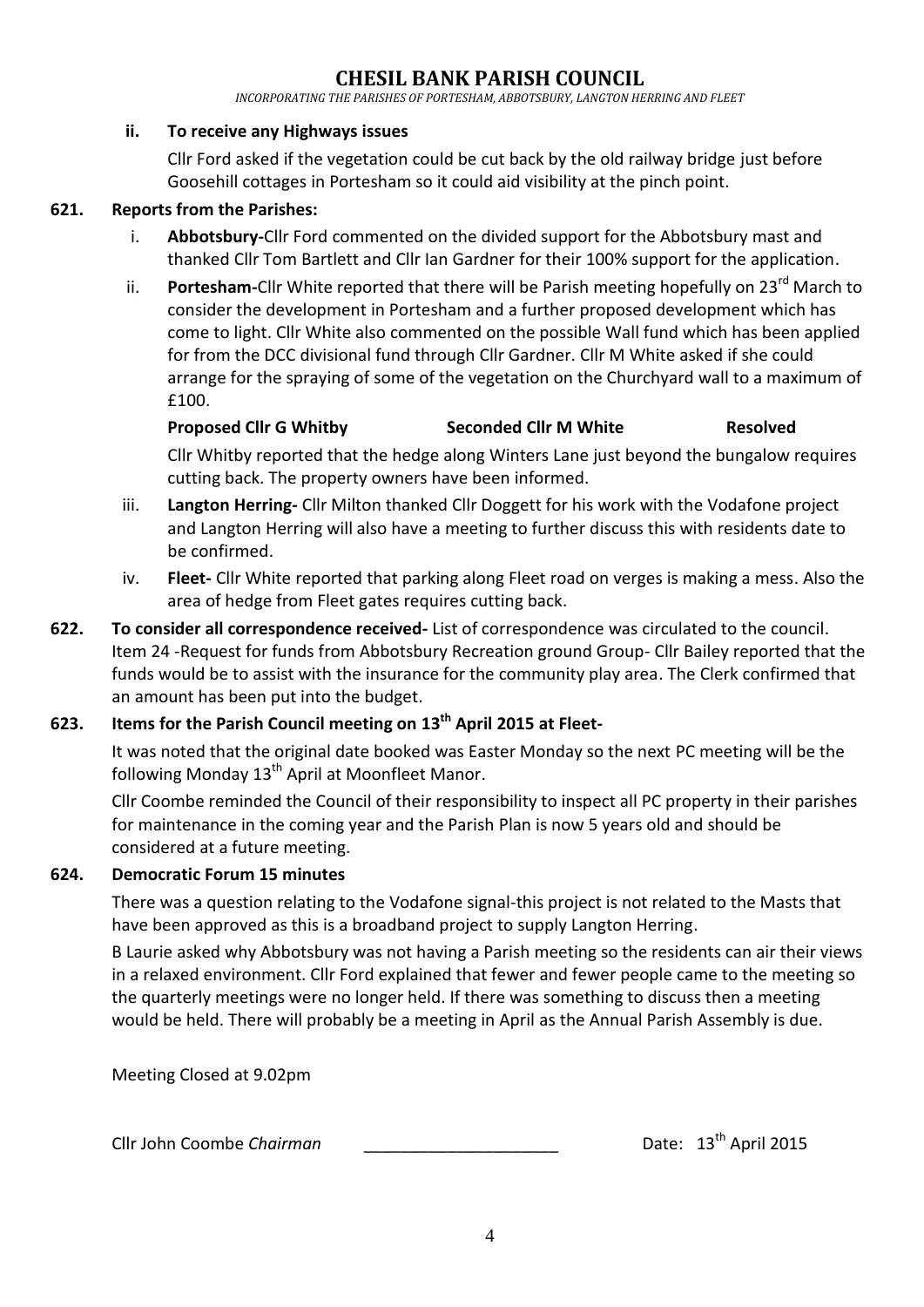# CHESIL BANK PARISH COUNCIL

*INCORPORATING THE PARISHES OF PORTESHAM, ABBOTSBURY, LANGTON HERRING AND FLEET*

**ii. To receive any Highways issues**

Cllr Ford asked if the vegetation could be cut back by the old railway bridge just before Goosehill cottages in Portesham so it could aid visibility at the pinch point.

**621. Reports from the Parishes:**

i. **Abbotsbury-**Cllr Ford commented on the divided support for the Abbotsbury mast and thanked Cllr Tom Bartlett and Cllr Ian Gardner for their 100% support for the application.

ii. **Portesham-**Cllr White reported that there will be Parish meeting hopefully on 23rd March to consider the development in Portesham and a further proposed development which has come to light. Cllr White also commented on the possible Wall fund which has been applied for from the DCC divisional fund through Cllr Gardner. Cllr M White asked if she could arrange for the spraying of some of the vegetation on the Churchyard wall to a maximum of £100.

**Proposed Cllr G Whitby Seconded Cllr M White Resolved**

Cllr Whitby reported that the hedge along Winters Lane just beyond the bungalow requires cutting back. The property owners have been informed.

iii. **Langton Herring-** Cllr Milton thanked Cllr Doggett for his work with the Vodafone project and Langton Herring will also have a meeting to further discuss this with residents date to be confirmed.

iv. **Fleet-** Cllr White reported that parking along Fleet road on verges is making a mess. Also the area of hedge from Fleet gates requires cutting back.

**622. To consider all correspondence received-** List of correspondence was circulated to the council. Item 24 -Request for funds from Abbotsbury Recreation ground Group- Cllr Bailey reported that the funds would be to assist with the insurance for the community play area. The Clerk confirmed that an amount has been put into the budget.

**623. Items for the Parish Council meeting on 13th April 2015 at Fleet-**

It was noted that the original date booked was Easter Monday so the next PC meeting will be the following Monday 13th April at Moonfleet Manor.

Cllr Coombe reminded the Council of their responsibility to inspect all PC property in their parishes for maintenance in the coming year and the Parish Plan is now 5 years old and should be considered at a future meeting.

**624. Democratic Forum 15 minutes**

There was a question relating to the Vodafone signal-this project is not related to the Masts that have been approved as this is a broadband project to supply Langton Herring.

B Laurie asked why Abbotsbury was not having a Parish meeting so the residents can air their views in a relaxed environment. Cllr Ford explained that fewer and fewer people came to the meeting so the quarterly meetings were no longer held. If there was something to discuss then a meeting would be held. There will probably be a meeting in April as the Annual Parish Assembly is due.

Meeting Closed at 9.02pm

Cllr John Coombe *Chairman* _____________________ Date: 13th April 2015